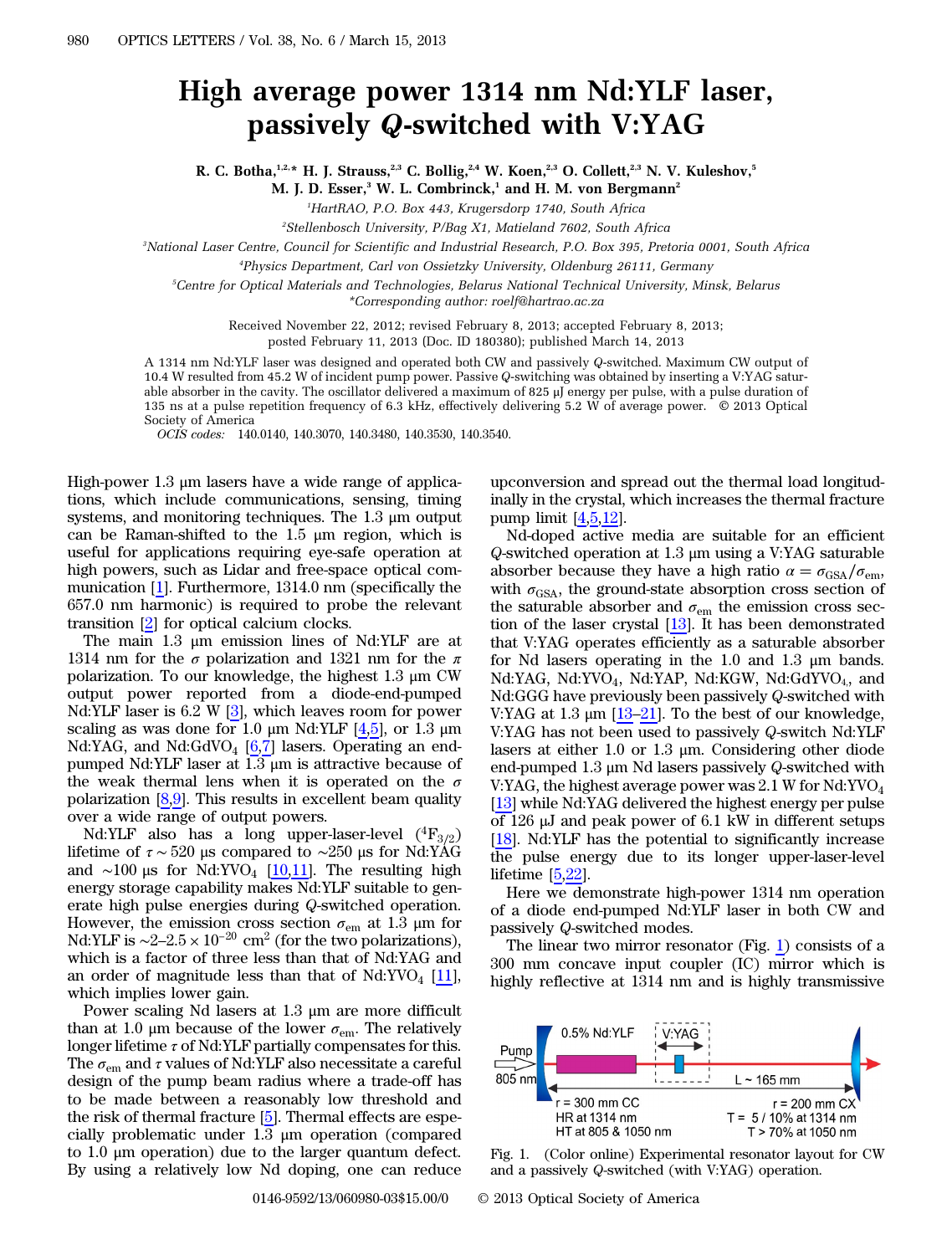# High average power 1314 nm Nd:YLF laser, passively Q-switched with V:YAG

R. C. Botha,[1,2,*] H. J. Strauss,[2,3] C. Bollig,[2,4] W. Koen,[2,3] O. Collett,[2,3] N. V. Kuleshov,[5] M. J. D. Esser,[3] W. L. Combrinck,[1] and H. M. von Bergmann[2]

[1]HartRAO, P.O. Box 443, Krugersdorp 1740, South Africa

[2]Stellenbosch University, P/Bag X1, Matieland 7602, South Africa

[3]National Laser Centre, Council for Scientific and Industrial Research, P.O. Box 395, Pretoria 0001, South Africa

[4]Physics Department, Carl von Ossietzky University, Oldenburg 26111, Germany

[5]Centre for Optical Materials and Technologies, Belarus National Technical University, Minsk, Belarus

*Corresponding author: roelf@hartrao.ac.za

Received November 22, 2012; revised February 8, 2013; accepted February 8, 2013; posted February 11, 2013 (Doc. ID 180380); published March 14, 2013

A 1314 nm Nd:YLF laser was designed and operated both CW and passively Q-switched. Maximum CW output of 10.4 W resulted from 45.2 W of incident pump power. Passive Q-switching was obtained by inserting a V:YAG saturable absorber in the cavity. The oscillator delivered a maximum of 825 μJ energy per pulse, with a pulse duration of 135 ns at a pulse repetition frequency of 6.3 kHz, effectively delivering 5.2 W of average power. © 2013 Optical Society of America

*OCIS codes:* 140.0140, 140.3070, 140.3480, 140.3530, 140.3540.

High-power 1.3 μm lasers have a wide range of applications, which include communications, sensing, timing systems, and monitoring techniques. The 1.3 μm output can be Raman-shifted to the 1.5 μm region, which is useful for applications requiring eye-safe operation at high powers, such as Lidar and free-space optical communication [1]. Furthermore, 1314.0 nm (specifically the 657.0 nm harmonic) is required to probe the relevant transition [2] for optical calcium clocks.

The main 1.3 μm emission lines of Nd:YLF are at 1314 nm for the σ polarization and 1321 nm for the π polarization. To our knowledge, the highest 1.3 μm CW output power reported from a diode-end-pumped Nd:YLF laser is 6.2 W [3], which leaves room for power scaling as was done for 1.0 μm Nd:YLF [4,5], or 1.3 μm Nd:YAG, and $Nd:GdVO_4$ [6,7] lasers. Operating an end-pumped Nd:YLF laser at 1.3 μm is attractive because of the weak thermal lens when it is operated on the σ polarization [8,9]. This results in excellent beam quality over a wide range of output powers.

Nd:YLF also has a long upper-laser-level ($^4F_{3/2}$) lifetime of $\tau \sim 520$ μs compared to ~250 μs for Nd:YAG and ~100 μs for $Nd:YVO_4$ [10,11]. The resulting high energy storage capability makes Nd:YLF suitable to generate high pulse energies during Q-switched operation. However, the emission cross section $\sigma_{em}$ at 1.3 μm for Nd:YLF is $\sim 2$–$2.5 \times 10^{-20}$ cm$^2$ (for the two polarizations), which is a factor of three less than that of Nd:YAG and an order of magnitude less than that of $Nd:YVO_4$ [11], which implies lower gain.

Power scaling Nd lasers at 1.3 μm are more difficult than at 1.0 μm because of the lower $\sigma_{em}$. The relatively longer lifetime τ of Nd:YLF partially compensates for this. The $\sigma_{em}$ and τ values of Nd:YLF also necessitate a careful design of the pump beam radius where a trade-off has to be made between a reasonably low threshold and the risk of thermal fracture [5]. Thermal effects are especially problematic under 1.3 μm operation (compared to 1.0 μm operation) due to the larger quantum defect. By using a relatively low Nd doping, one can reduce upconversion and spread out the thermal load longitudinally in the crystal, which increases the thermal fracture pump limit [4,5,12].

Nd-doped active media are suitable for an efficient Q-switched operation at 1.3 μm using a V:YAG saturable absorber because they have a high ratio $\alpha = \sigma_{GSA}/\sigma_{em}$, with $\sigma_{GSA}$, the ground-state absorption cross section of the saturable absorber and $\sigma_{em}$ the emission cross section of the laser crystal [13]. It has been demonstrated that V:YAG operates efficiently as a saturable absorber for Nd lasers operating in the 1.0 and 1.3 μm bands. Nd:YAG, $Nd:YVO_4$, Nd:YAP, Nd:KGW, $Nd:GdYVO_4$, and Nd:GGG have previously been passively Q-switched with V:YAG at 1.3 μm [13–21]. To the best of our knowledge, V:YAG has not been used to passively Q-switch Nd:YLF lasers at either 1.0 or 1.3 μm. Considering other diode end-pumped 1.3 μm Nd lasers passively Q-switched with V:YAG, the highest average power was 2.1 W for $Nd:YVO_4$ [13] while Nd:YAG delivered the highest energy per pulse of 126 μJ and peak power of 6.1 kW in different setups [18]. Nd:YLF has the potential to significantly increase the pulse energy due to its longer upper-laser-level lifetime [5,22].

Here we demonstrate high-power 1314 nm operation of a diode end-pumped Nd:YLF laser in both CW and passively Q-switched modes.

The linear two mirror resonator (Fig. 1) consists of a 300 mm concave input coupler (IC) mirror which is highly reflective at 1314 nm and is highly transmissive

Fig. 1. (Color online) Experimental resonator layout for CW and a passively Q-switched (with V:YAG) operation.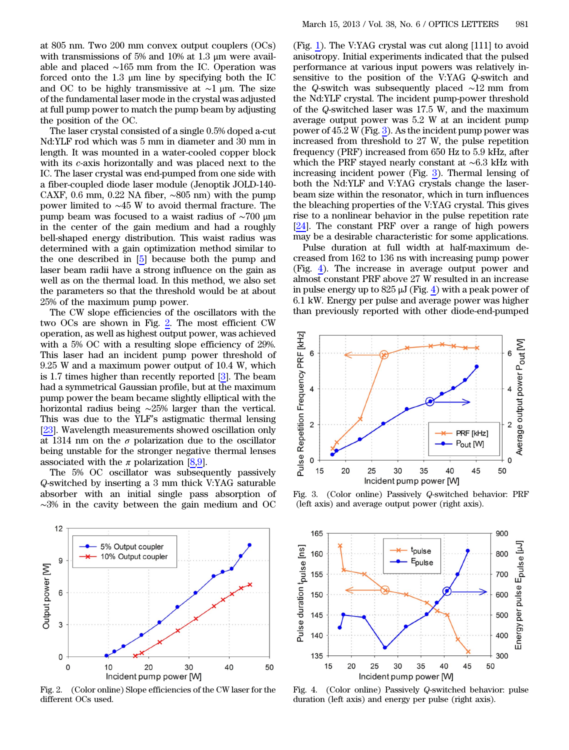at 805 nm. Two 200 mm convex output couplers (OCs) with transmissions of 5% and 10% at 1.3 μm were available and placed ~165 mm from the IC. Operation was forced onto the 1.3 μm line by specifying both the IC and OC to be highly transmissive at ~1 μm. The size of the fundamental laser mode in the crystal was adjusted at full pump power to match the pump beam by adjusting the position of the OC.

The laser crystal consisted of a single 0.5% doped a-cut Nd:YLF rod which was 5 mm in diameter and 30 mm in length. It was mounted in a water-cooled copper block with its *c*-axis horizontally and was placed next to the IC. The laser crystal was end-pumped from one side with a fiber-coupled diode laser module (Jenoptik JOLD-140-CAXF, 0.6 mm, 0.22 NA fiber, ~805 nm) with the pump power limited to ~45 W to avoid thermal fracture. The pump beam was focused to a waist radius of ~700 μm in the center of the gain medium and had a roughly bell-shaped energy distribution. This waist radius was determined with a gain optimization method similar to the one described in [5] because both the pump and laser beam radii have a strong influence on the gain as well as on the thermal load. In this method, we also set the parameters so that the threshold would be at about 25% of the maximum pump power.

The CW slope efficiencies of the oscillators with the two OCs are shown in Fig. 2. The most efficient CW operation, as well as highest output power, was achieved with a 5% OC with a resulting slope efficiency of 29%. This laser had an incident pump power threshold of 9.25 W and a maximum power output of 10.4 W, which is 1.7 times higher than recently reported [3]. The beam had a symmetrical Gaussian profile, but at the maximum pump power the beam became slightly elliptical with the horizontal radius being ~25% larger than the vertical. This was due to the YLF's astigmatic thermal lensing [23]. Wavelength measurements showed oscillation only at 1314 nm on the $\sigma$ polarization due to the oscillator being unstable for the stronger negative thermal lenses associated with the $\pi$ polarization [8,9].

The 5% OC oscillator was subsequently passively *Q*-switched by inserting a 3 mm thick V:YAG saturable absorber with an initial single pass absorption of ~3% in the cavity between the gain medium and OC (Fig. 1). The V:YAG crystal was cut along [111] to avoid anisotropy. Initial experiments indicated that the pulsed performance at various input powers was relatively insensitive to the position of the V:YAG *Q*-switch and the *Q*-switch was subsequently placed ~12 mm from the Nd:YLF crystal. The incident pump-power threshold of the *Q*-switched laser was 17.5 W, and the maximum average output power was 5.2 W at an incident pump power of 45.2 W (Fig. 3). As the incident pump power was increased from threshold to 27 W, the pulse repetition frequency (PRF) increased from 650 Hz to 5.9 kHz, after which the PRF stayed nearly constant at ~6.3 kHz with increasing incident power (Fig. 3). Thermal lensing of both the Nd:YLF and V:YAG crystals change the laser-beam size within the resonator, which in turn influences the bleaching properties of the V:YAG crystal. This gives rise to a nonlinear behavior in the pulse repetition rate [24]. The constant PRF over a range of high powers may be a desirable characteristic for some applications.

Pulse duration at full width at half-maximum decreased from 162 to 136 ns with increasing pump power (Fig. 4). The increase in average output power and almost constant PRF above 27 W resulted in an increase in pulse energy up to 825 μJ (Fig. 4) with a peak power of 6.1 kW. Energy per pulse and average power was higher than previously reported with other diode-end-pumped

Fig. 3. (Color online) Passively *Q*-switched behavior: PRF (left axis) and average output power (right axis).

Fig. 2. (Color online) Slope efficiencies of the CW laser for the different OCs used.

Fig. 4. (Color online) Passively *Q*-switched behavior: pulse duration (left axis) and energy per pulse (right axis).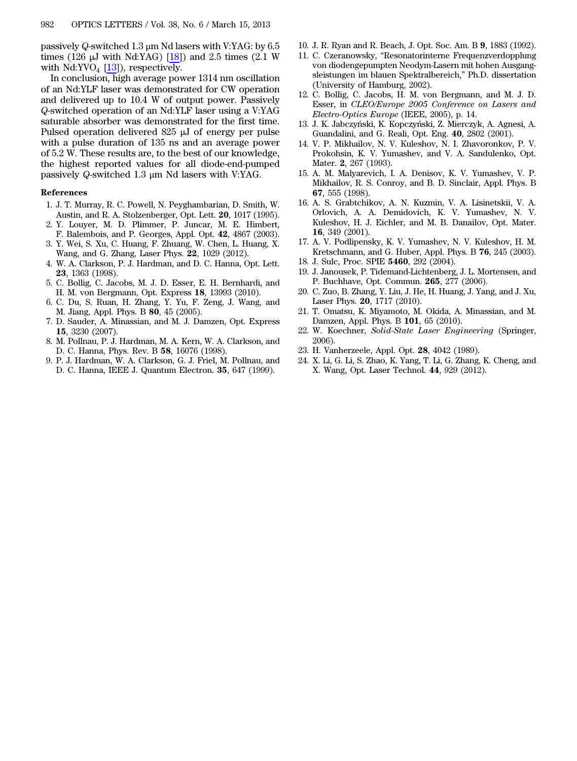passively *Q*-switched 1.3 μm Nd lasers with V:YAG: by 6.5 times (126 μJ with Nd:YAG) [18]) and 2.5 times (2.1 W with $Nd:YVO_4$ [13]), respectively.

In conclusion, high average power 1314 nm oscillation of an Nd:YLF laser was demonstrated for CW operation and delivered up to 10.4 W of output power. Passively *Q*-switched operation of an Nd:YLF laser using a V:YAG saturable absorber was demonstrated for the first time. Pulsed operation delivered 825 μJ of energy per pulse with a pulse duration of 135 ns and an average power of 5.2 W. These results are, to the best of our knowledge, the highest reported values for all diode-end-pumped passively *Q*-switched 1.3 μm Nd lasers with V:YAG.

**References**

1. J. T. Murray, R. C. Powell, N. Peyghambarian, D. Smith, W. Austin, and R. A. Stolzenberger, Opt. Lett. **20**, 1017 (1995).
2. Y. Louyer, M. D. Plimmer, P. Juncar, M. E. Himbert, F. Balembois, and P. Georges, Appl. Opt. **42**, 4867 (2003).
3. Y. Wei, S. Xu, C. Huang, F. Zhuang, W. Chen, L. Huang, X. Wang, and G. Zhang, Laser Phys. **22**, 1029 (2012).
4. W. A. Clarkson, P. J. Hardman, and D. C. Hanna, Opt. Lett. **23**, 1363 (1998).
5. C. Bollig, C. Jacobs, M. J. D. Esser, E. H. Bernhardi, and H. M. von Bergmann, Opt. Express **18**, 13993 (2010).
6. C. Du, S. Ruan, H. Zhang, Y. Yu, F. Zeng, J. Wang, and M. Jiang, Appl. Phys. B **80**, 45 (2005).
7. D. Sauder, A. Minassian, and M. J. Damzen, Opt. Express **15**, 3230 (2007).
8. M. Pollnau, P. J. Hardman, M. A. Kern, W. A. Clarkson, and D. C. Hanna, Phys. Rev. B **58**, 16076 (1998).
9. P. J. Hardman, W. A. Clarkson, G. J. Friel, M. Pollnau, and D. C. Hanna, IEEE J. Quantum Electron. **35**, 647 (1999).
10. J. R. Ryan and R. Beach, J. Opt. Soc. Am. B **9**, 1883 (1992).
11. C. Czeranowsky, "Resonatorinterne Frequenzverdopplung von diodengepumpten Neodym-Lasern mit hohen Ausgangsleistungen im blauen Spektralbereich," Ph.D. dissertation (University of Hamburg, 2002).
12. C. Bollig, C. Jacobs, H. M. von Bergmann, and M. J. D. Esser, in *CLEO/Europe 2005 Conference on Lasers and Electro-Optics Europe* (IEEE, 2005), p. 14.
13. J. K. Jabczyński, K. Kopczyński, Z. Mierczyk, A. Agnesi, A. Guandalini, and G. Reali, Opt. Eng. **40**, 2802 (2001).
14. V. P. Mikhailov, N. V. Kuleshov, N. I. Zhavoronkov, P. V. Prokohsin, K. V. Yumashev, and V. A. Sandulenko, Opt. Mater. **2**, 267 (1993).
15. A. M. Malyarevich, I. A. Denisov, K. V. Yumashev, V. P. Mikhailov, R. S. Conroy, and B. D. Sinclair, Appl. Phys. B **67**, 555 (1998).
16. A. S. Grabtchikov, A. N. Kuzmin, V. A. Lisinetskii, V. A. Orlovich, A. A. Demidovich, K. V. Yumashev, N. V. Kuleshov, H. J. Eichler, and M. B. Danailov, Opt. Mater. **16**, 349 (2001).
17. A. V. Podlipensky, K. V. Yumashev, N. V. Kuleshov, H. M. Kretschmann, and G. Huber, Appl. Phys. B **76**, 245 (2003).
18. J. Sulc, Proc. SPIE **5460**, 292 (2004).
19. J. Janousek, P. Tidemand-Lichtenberg, J. L. Mortensen, and P. Buchhave, Opt. Commun. **265**, 277 (2006).
20. C. Zuo, B. Zhang, Y. Liu, J. He, H. Huang, J. Yang, and J. Xu, Laser Phys. **20**, 1717 (2010).
21. T. Omatsu, K. Miyamoto, M. Okida, A. Minassian, and M. Damzen, Appl. Phys. B **101**, 65 (2010).
22. W. Koechner, *Solid-State Laser Engineering* (Springer, 2006).
23. H. Vanherzeele, Appl. Opt. **28**, 4042 (1989).
24. X. Li, G. Li, S. Zhao, K. Yang, T. Li, G. Zhang, K. Cheng, and X. Wang, Opt. Laser Technol. **44**, 929 (2012).